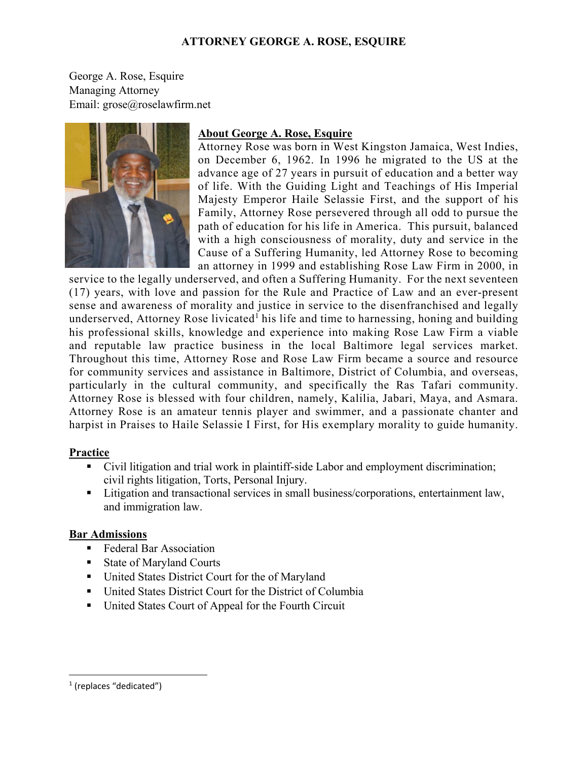# ATTORNEY GEORGE A. ROSE, ESQUIRE

George A. Rose, Esquire
Managing Attorney
Email: grose@roselawfirm.net

## About George A. Rose, Esquire

Attorney Rose was born in West Kingston Jamaica, West Indies, on December 6, 1962. In 1996 he migrated to the US at the advance age of 27 years in pursuit of education and a better way of life. With the Guiding Light and Teachings of His Imperial Majesty Emperor Haile Selassie First, and the support of his Family, Attorney Rose persevered through all odd to pursue the path of education for his life in America. This pursuit, balanced with a high consciousness of morality, duty and service in the Cause of a Suffering Humanity, led Attorney Rose to becoming an attorney in 1999 and establishing Rose Law Firm in 2000, in service to the legally underserved, and often a Suffering Humanity. For the next seventeen (17) years, with love and passion for the Rule and Practice of Law and an ever-present sense and awareness of morality and justice in service to the disenfranchised and legally underserved, Attorney Rose livicated[1] his life and time to harnessing, honing and building his professional skills, knowledge and experience into making Rose Law Firm a viable and reputable law practice business in the local Baltimore legal services market. Throughout this time, Attorney Rose and Rose Law Firm became a source and resource for community services and assistance in Baltimore, District of Columbia, and overseas, particularly in the cultural community, and specifically the Ras Tafari community. Attorney Rose is blessed with four children, namely, Kalilia, Jabari, Maya, and Asmara. Attorney Rose is an amateur tennis player and swimmer, and a passionate chanter and harpist in Praises to Haile Selassie I First, for His exemplary morality to guide humanity.

## Practice

- Civil litigation and trial work in plaintiff-side Labor and employment discrimination; civil rights litigation, Torts, Personal Injury.
- Litigation and transactional services in small business/corporations, entertainment law, and immigration law.

## Bar Admissions

- Federal Bar Association
- State of Maryland Courts
- United States District Court for the of Maryland
- United States District Court for the District of Columbia
- United States Court of Appeal for the Fourth Circuit

---

[1] (replaces "dedicated")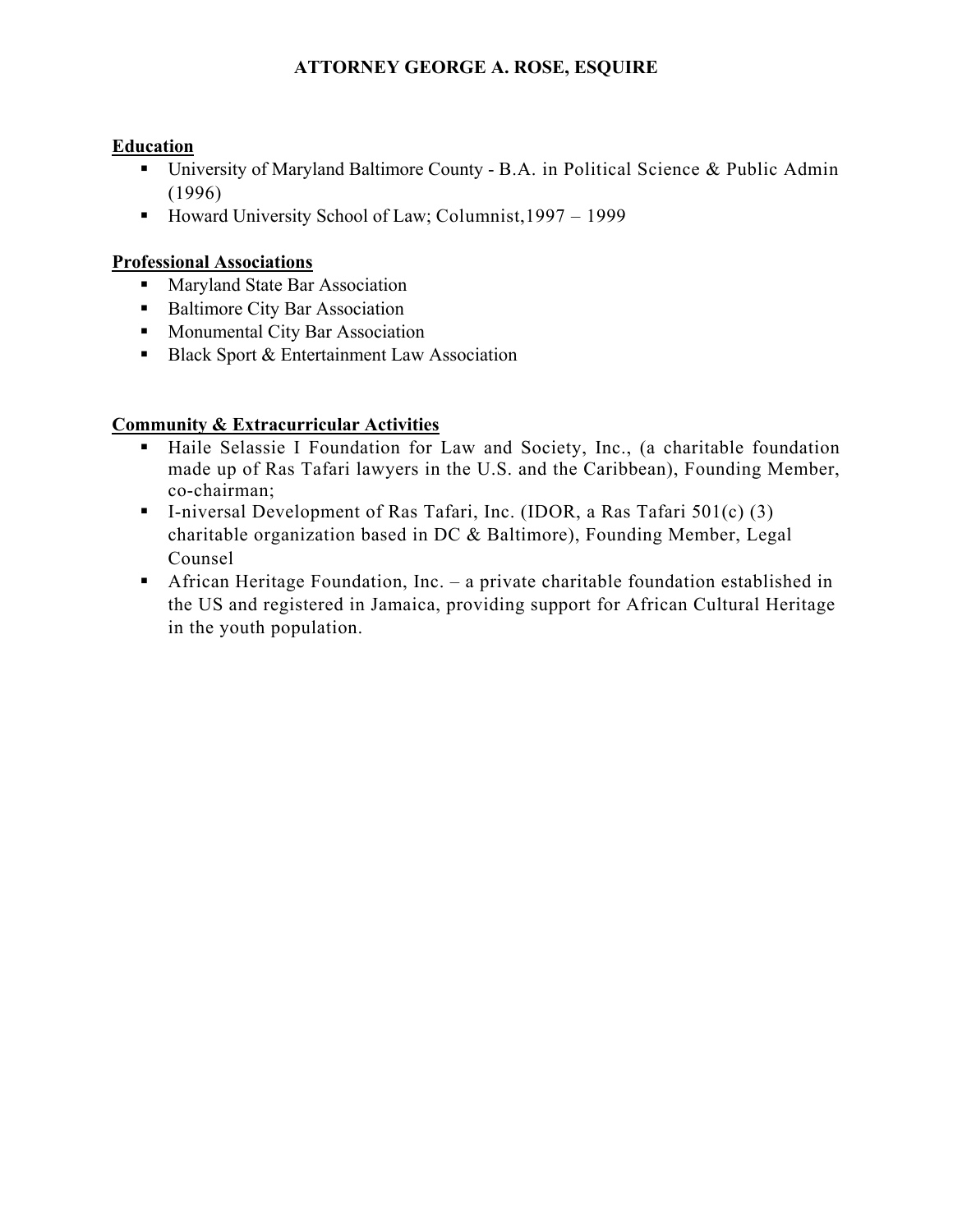**ATTORNEY GEORGE A. ROSE, ESQUIRE**

## Education

- University of Maryland Baltimore County - B.A. in Political Science & Public Admin (1996)
- Howard University School of Law; Columnist,1997 – 1999

## Professional Associations

- Maryland State Bar Association
- Baltimore City Bar Association
- Monumental City Bar Association
- Black Sport & Entertainment Law Association

## Community & Extracurricular Activities

- Haile Selassie I Foundation for Law and Society, Inc., (a charitable foundation made up of Ras Tafari lawyers in the U.S. and the Caribbean), Founding Member, co-chairman;
- I-niversal Development of Ras Tafari, Inc. (IDOR, a Ras Tafari 501(c) (3) charitable organization based in DC & Baltimore), Founding Member, Legal Counsel
- African Heritage Foundation, Inc. – a private charitable foundation established in the US and registered in Jamaica, providing support for African Cultural Heritage in the youth population.